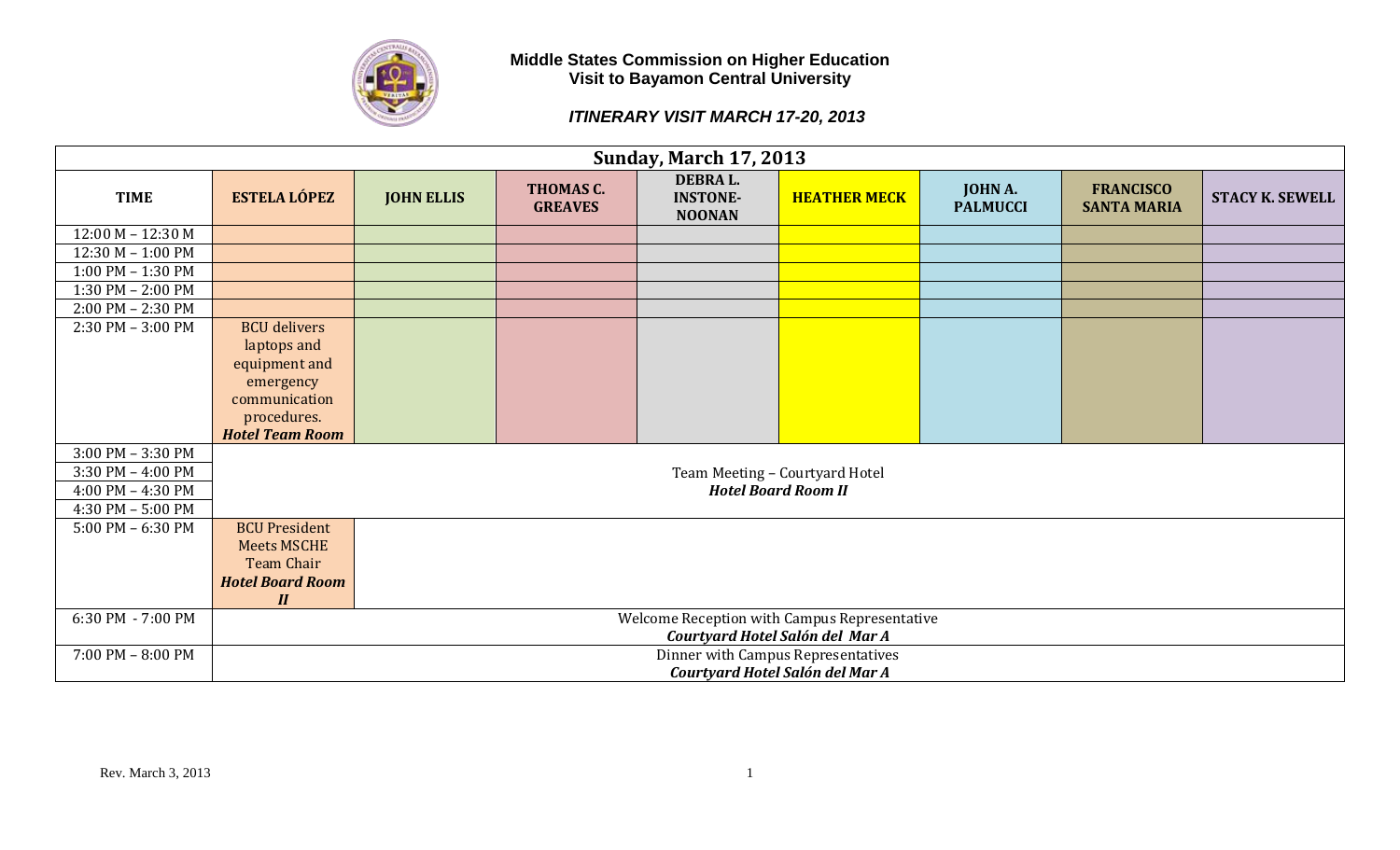**Middle States Commission on Higher Education**
**Visit to Bayamon Central University**

***ITINERARY VISIT MARCH 17-20, 2013***

| Sunday, March 17, 2013 | | | | | | | | |
|---|---|---|---|---|---|---|---|---|
| **TIME** | **ESTELA LÓPEZ** | **JOHN ELLIS** | **THOMAS C. GREAVES** | **DEBRA L. INSTONE-NOONAN** | **HEATHER MECK** | **JOHN A. PALMUCCI** | **FRANCISCO SANTA MARIA** | **STACY K. SEWELL** |
| 12:00 M – 12:30 M | | | | | | | | |
| 12:30 M – 1:00 PM | | | | | | | | |
| 1:00 PM – 1:30 PM | | | | | | | | |
| 1:30 PM – 2:00 PM | | | | | | | | |
| 2:00 PM – 2:30 PM | | | | | | | | |
| 2:30 PM – 3:00 PM | BCU delivers laptops and equipment and emergency communication procedures. ***Hotel Team Room*** | | | | | | | |
| 3:00 PM – 3:30 PM | Team Meeting – Courtyard Hotel ***Hotel Board Room II*** | | | | | | | |
| 3:30 PM – 4:00 PM | | | | | | | | |
| 4:00 PM – 4:30 PM | | | | | | | | |
| 4:30 PM – 5:00 PM | | | | | | | | |
| 5:00 PM – 6:30 PM | BCU President Meets MSCHE Team Chair ***Hotel Board Room II*** | | | | | | | |
| 6:30 PM - 7:00 PM | Welcome Reception with Campus Representative ***Courtyard Hotel Salón del Mar A*** | | | | | | | |
| 7:00 PM – 8:00 PM | Dinner with Campus Representatives ***Courtyard Hotel Salón del Mar A*** | | | | | | | |

Rev. March 3, 2013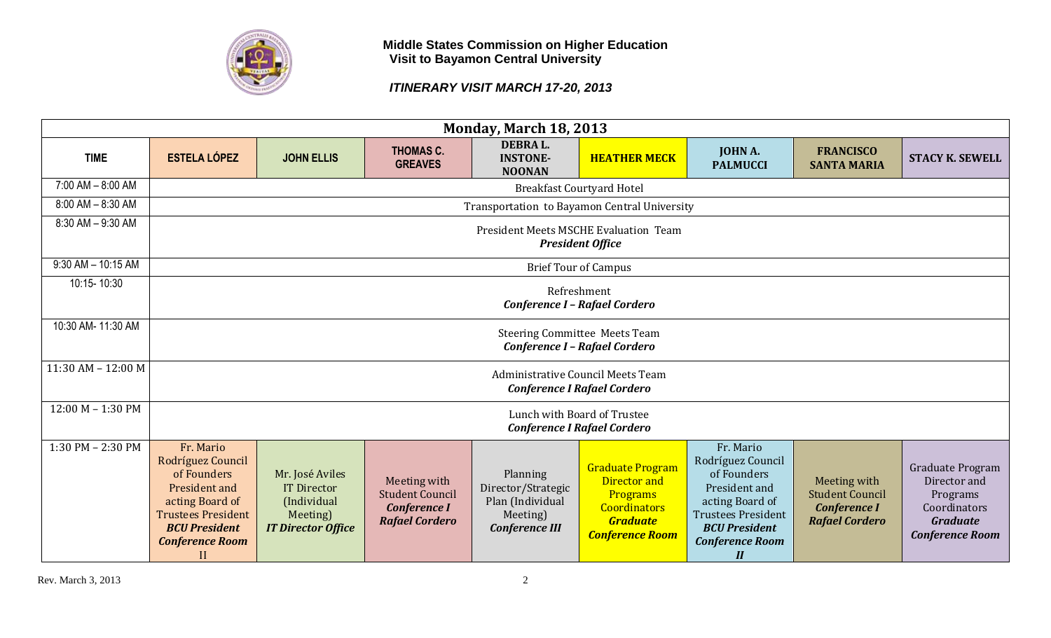**Middle States Commission on Higher Education**
**Visit to Bayamon Central University**

***ITINERARY VISIT MARCH 17-20, 2013***

| Monday, March 18, 2013 | | | | | | | | |
|---|---|---|---|---|---|---|---|---|
| **TIME** | **ESTELA LÓPEZ** | **JOHN ELLIS** | **THOMAS C. GREAVES** | **DEBRA L. INSTONE-NOONAN** | **HEATHER MECK** | **JOHN A. PALMUCCI** | **FRANCISCO SANTA MARIA** | **STACY K. SEWELL** |
| 7:00 AM – 8:00 AM | Breakfast Courtyard Hotel | | | | | | | |
| 8:00 AM – 8:30 AM | Transportation to Bayamon Central University | | | | | | | |
| 8:30 AM – 9:30 AM | President Meets MSCHE Evaluation Team ***President Office*** | | | | | | | |
| 9:30 AM – 10:15 AM | Brief Tour of Campus | | | | | | | |
| 10:15- 10:30 | Refreshment ***Conference I – Rafael Cordero*** | | | | | | | |
| 10:30 AM- 11:30 AM | Steering Committee Meets Team ***Conference I – Rafael Cordero*** | | | | | | | |
| 11:30 AM – 12:00 M | Administrative Council Meets Team ***Conference I Rafael Cordero*** | | | | | | | |
| 12:00 M – 1:30 PM | Lunch with Board of Trustee ***Conference I Rafael Cordero*** | | | | | | | |
| 1:30 PM – 2:30 PM | Fr. Mario Rodríguez Council of Founders President and acting Board of Trustees President ***BCU President Conference Room II*** | Mr. José Aviles IT Director (Individual Meeting) ***IT Director Office*** | Meeting with Student Council ***Conference I Rafael Cordero*** | Planning Director/Strategic Plan (Individual Meeting) ***Conference III*** | Graduate Program Director and Programs Coordinators ***Graduate Conference Room*** | Fr. Mario Rodríguez Council of Founders President and acting Board of Trustees President ***BCU President Conference Room II*** | Meeting with Student Council ***Conference I Rafael Cordero*** | Graduate Program Director and Programs Coordinators ***Graduate Conference Room*** |

Rev. March 3, 2013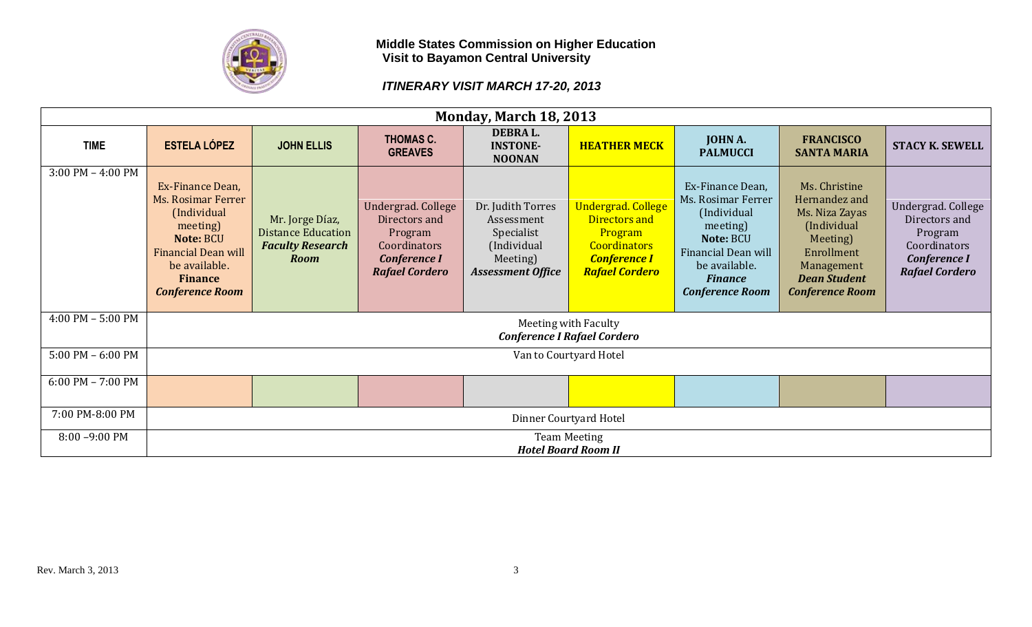**Middle States Commission on Higher Education**
**Visit to Bayamon Central University**

***ITINERARY VISIT MARCH 17-20, 2013***

| **Monday, March 18, 2013** | | | | | | | | |
|---|---|---|---|---|---|---|---|---|
| **TIME** | **ESTELA LÓPEZ** | **JOHN ELLIS** | **THOMAS C. GREAVES** | **DEBRA L. INSTONE-NOONAN** | **HEATHER MECK** | **JOHN A. PALMUCCI** | **FRANCISCO SANTA MARIA** | **STACY K. SEWELL** |
| 3:00 PM – 4:00 PM | Ex-Finance Dean, Ms. Rosimar Ferrer (Individual meeting) **Note:** BCU Financial Dean will be available. ***Finance Conference Room*** | Mr. Jorge Díaz, Distance Education ***Faculty Research Room*** | Undergrad. College Directors and Program Coordinators ***Conference I Rafael Cordero*** | Dr. Judith Torres Assessment Specialist (Individual Meeting) ***Assessment Office*** | Undergrad. College Directors and Program Coordinators ***Conference I Rafael Cordero*** | Ex-Finance Dean, Ms. Rosimar Ferrer (Individual meeting) **Note:** BCU Financial Dean will be available. ***Finance Conference Room*** | Ms. Christine Hernandez and Ms. Niza Zayas (Individual Meeting) Enrollment Management ***Dean Student Conference Room*** | Undergrad. College Directors and Program Coordinators ***Conference I Rafael Cordero*** |
| 4:00 PM – 5:00 PM | Meeting with Faculty ***Conference I Rafael Cordero*** | | | | | | | |
| 5:00 PM – 6:00 PM | Van to Courtyard Hotel | | | | | | | |
| 6:00 PM – 7:00 PM | | | | | | | | |
| 7:00 PM-8:00 PM | Dinner Courtyard Hotel | | | | | | | |
| 8:00 –9:00 PM | Team Meeting ***Hotel Board Room II*** | | | | | | | |

Rev. March 3, 2013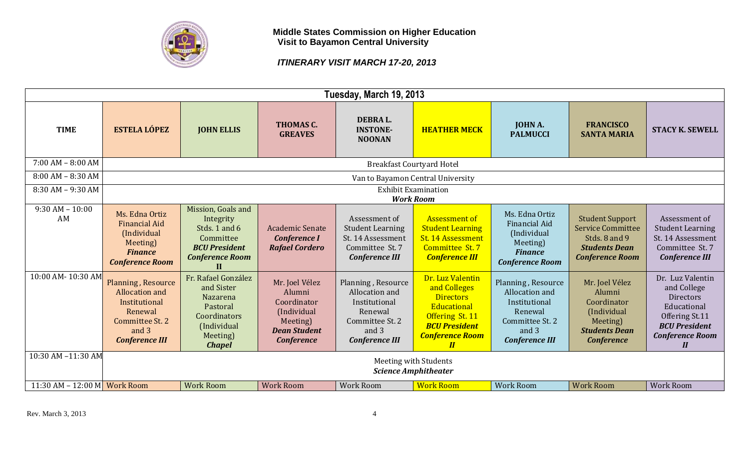**Middle States Commission on Higher Education**
**Visit to Bayamon Central University**

***ITINERARY VISIT MARCH 17-20, 2013***

| Tuesday, March 19, 2013 | | | | | | | | |
|---|---|---|---|---|---|---|---|---|
| **TIME** | **ESTELA LÓPEZ** | **JOHN ELLIS** | **THOMAS C. GREAVES** | **DEBRA L. INSTONE-NOONAN** | **HEATHER MECK** | **JOHN A. PALMUCCI** | **FRANCISCO SANTA MARIA** | **STACY K. SEWELL** |
| 7:00 AM – 8:00 AM | Breakfast Courtyard Hotel | | | | | | | |
| 8:00 AM – 8:30 AM | Van to Bayamon Central University | | | | | | | |
| 8:30 AM – 9:30 AM | Exhibit Examination ***Work Room*** | | | | | | | |
| 9:30 AM – 10:00 AM | Ms. Edna Ortiz Financial Aid (Individual Meeting) ***Finance Conference Room*** | Mission, Goals and Integrity Stds. 1 and 6 Committee ***BCU President Conference Room II*** | Academic Senate ***Conference I Rafael Cordero*** | Assessment of Student Learning St. 14 Assessment Committee St. 7 ***Conference III*** | Assessment of Student Learning St. 14 Assessment Committee St. 7 ***Conference III*** | Ms. Edna Ortiz Financial Aid (Individual Meeting) ***Finance Conference Room*** | Student Support Service Committee Stds. 8 and 9 ***Students Dean Conference Room*** | Assessment of Student Learning St. 14 Assessment Committee St. 7 ***Conference III*** |
| 10:00 AM- 10:30 AM | Planning , Resource Allocation and Institutional Renewal Committee St. 2 and 3 ***Conference III*** | Fr. Rafael González and Sister Nazarena Pastoral Coordinators (Individual Meeting) ***Chapel*** | Mr. Joel Vélez Alumni Coordinator (Individual Meeting) ***Dean Student Conference*** | Planning , Resource Allocation and Institutional Renewal Committee St. 2 and 3 ***Conference III*** | Dr. Luz Valentin and Colleges Directors Educational Offering St. 11 ***BCU President Conference Room II*** | Planning , Resource Allocation and Institutional Renewal Committee St. 2 and 3 ***Conference III*** | Mr. Joel Vélez Alumni Coordinator (Individual Meeting) ***Students Dean Conference*** | Dr. Luz Valentin and College Directors Educational Offering St.11 ***BCU President Conference Room II*** |
| 10:30 AM –11:30 AM | Meeting with Students ***Science Amphitheater*** | | | | | | | |
| 11:30 AM – 12:00 M | Work Room | Work Room | Work Room | Work Room | Work Room | Work Room | Work Room | Work Room |

Rev. March 3, 2013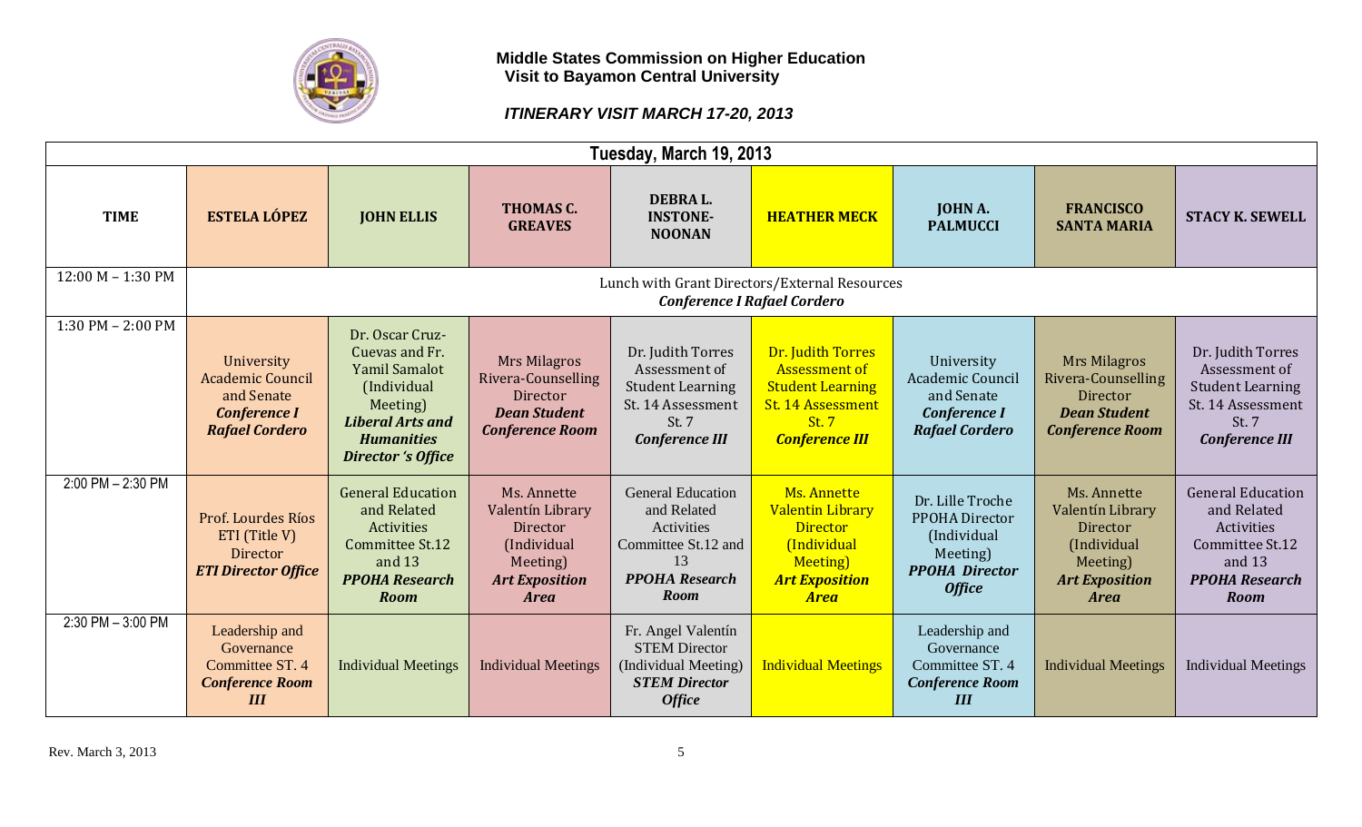**Middle States Commission on Higher Education**
**Visit to Bayamon Central University**

***ITINERARY VISIT MARCH 17-20, 2013***

| **Tuesday, March 19, 2013** | | | | | | | | |
|---|---|---|---|---|---|---|---|---|
| **TIME** | **ESTELA LÓPEZ** | **JOHN ELLIS** | **THOMAS C. GREAVES** | **DEBRA L. INSTONE-NOONAN** | **HEATHER MECK** | **JOHN A. PALMUCCI** | **FRANCISCO SANTA MARIA** | **STACY K. SEWELL** |
| 12:00 M – 1:30 PM | Lunch with Grant Directors/External Resources ***Conference I Rafael Cordero*** | | | | | | | |
| 1:30 PM – 2:00 PM | University Academic Council and Senate ***Conference I Rafael Cordero*** | Dr. Oscar Cruz-Cuevas and Fr. Yamil Samalot (Individual Meeting) ***Liberal Arts and Humanities Director 's Office*** | Mrs Milagros Rivera-Counselling Director ***Dean Student Conference Room*** | Dr. Judith Torres Assessment of Student Learning St. 14 Assessment St. 7 ***Conference III*** | Dr. Judith Torres Assessment of Student Learning St. 14 Assessment St. 7 ***Conference III*** | University Academic Council and Senate ***Conference I Rafael Cordero*** | Mrs Milagros Rivera-Counselling Director ***Dean Student Conference Room*** | Dr. Judith Torres Assessment of Student Learning St. 14 Assessment St. 7 ***Conference III*** |
| 2:00 PM – 2:30 PM | Prof. Lourdes Ríos ETI (Title V) Director ***ETI Director Office*** | General Education and Related Activities Committee St.12 and 13 ***PPOHA Research Room*** | Ms. Annette Valentín Library Director (Individual Meeting) ***Art Exposition Area*** | General Education and Related Activities Committee St.12 and 13 ***PPOHA Research Room*** | Ms. Annette Valentín Library Director (Individual Meeting) ***Art Exposition Area*** | Dr. Lille Troche PPOHA Director (Individual Meeting) ***PPOHA Director Office*** | Ms. Annette Valentín Library Director (Individual Meeting) ***Art Exposition Area*** | General Education and Related Activities Committee St.12 and 13 ***PPOHA Research Room*** |
| 2:30 PM – 3:00 PM | Leadership and Governance Committee ST. 4 ***Conference Room III*** | Individual Meetings | Individual Meetings | Fr. Angel Valentín STEM Director (Individual Meeting) ***STEM Director Office*** | Individual Meetings | Leadership and Governance Committee ST. 4 ***Conference Room III*** | Individual Meetings | Individual Meetings |

Rev. March 3, 2013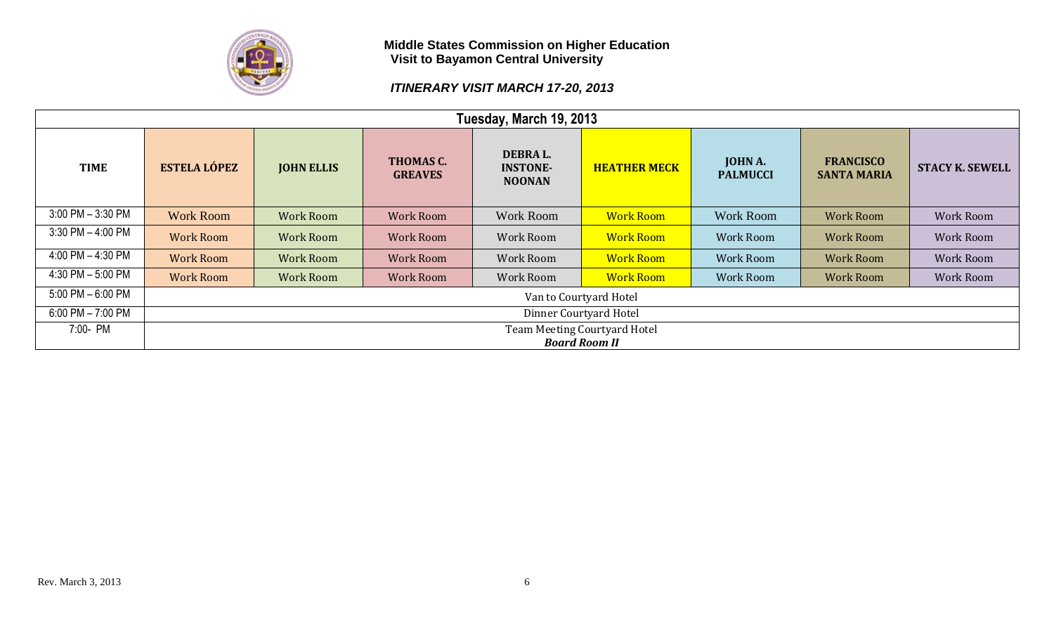**Middle States Commission on Higher Education**
**Visit to Bayamon Central University**

***ITINERARY VISIT MARCH 17-20, 2013***

| Tuesday, March 19, 2013 | | | | | | | | |
|---|---|---|---|---|---|---|---|---|
| **TIME** | **ESTELA LÓPEZ** | **JOHN ELLIS** | **THOMAS C. GREAVES** | **DEBRA L. INSTONE-NOONAN** | **HEATHER MECK** | **JOHN A. PALMUCCI** | **FRANCISCO SANTA MARIA** | **STACY K. SEWELL** |
| 3:00 PM – 3:30 PM | Work Room | Work Room | Work Room | Work Room | Work Room | Work Room | Work Room | Work Room |
| 3:30 PM – 4:00 PM | Work Room | Work Room | Work Room | Work Room | Work Room | Work Room | Work Room | Work Room |
| 4:00 PM – 4:30 PM | Work Room | Work Room | Work Room | Work Room | Work Room | Work Room | Work Room | Work Room |
| 4:30 PM – 5:00 PM | Work Room | Work Room | Work Room | Work Room | Work Room | Work Room | Work Room | Work Room |
| 5:00 PM – 6:00 PM | Van to Courtyard Hotel | | | | | | | |
| 6:00 PM – 7:00 PM | Dinner Courtyard Hotel | | | | | | | |
| 7:00- PM | Team Meeting Courtyard Hotel ***Board Room II*** | | | | | | | |

Rev. March 3, 2013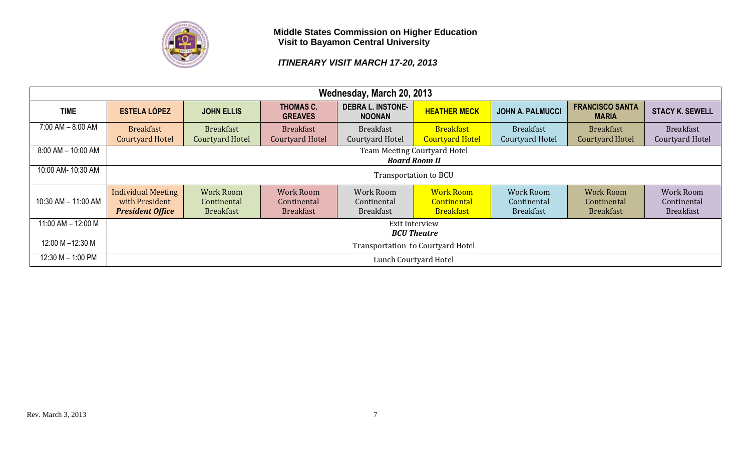**Middle States Commission on Higher Education**
**Visit to Bayamon Central University**

***ITINERARY VISIT MARCH 17-20, 2013***

| Wednesday, March 20, 2013 | | | | | | | | |
|---|---|---|---|---|---|---|---|---|
| **TIME** | **ESTELA LÓPEZ** | **JOHN ELLIS** | **THOMAS C. GREAVES** | **DEBRA L. INSTONE-NOONAN** | **HEATHER MECK** | **JOHN A. PALMUCCI** | **FRANCISCO SANTA MARIA** | **STACY K. SEWELL** |
| 7:00 AM – 8:00 AM | Breakfast Courtyard Hotel | Breakfast Courtyard Hotel | Breakfast Courtyard Hotel | Breakfast Courtyard Hotel | Breakfast Courtyard Hotel | Breakfast Courtyard Hotel | Breakfast Courtyard Hotel | Breakfast Courtyard Hotel |
| 8:00 AM – 10:00 AM | Team Meeting Courtyard Hotel ***Board Room II*** | | | | | | | |
| 10:00 AM- 10:30 AM | Transportation to BCU | | | | | | | |
| 10:30 AM – 11:00 AM | Individual Meeting with President ***President Office*** | Work Room Continental Breakfast | Work Room Continental Breakfast | Work Room Continental Breakfast | Work Room Continental Breakfast | Work Room Continental Breakfast | Work Room Continental Breakfast | Work Room Continental Breakfast |
| 11:00 AM – 12:00 M | Exit Interview ***BCU Theatre*** | | | | | | | |
| 12:00 M –12:30 M | Transportation to Courtyard Hotel | | | | | | | |
| 12:30 M – 1:00 PM | Lunch Courtyard Hotel | | | | | | | |

Rev. March 3, 2013